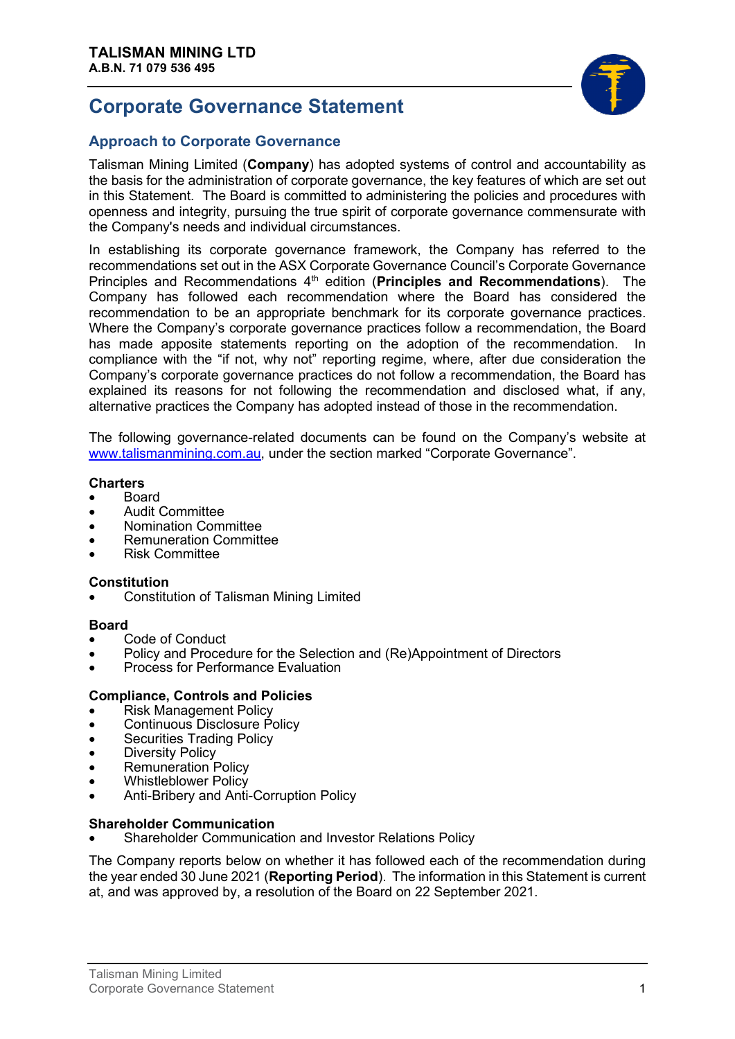**TALISMAN MINING LTD**
**A.B.N. 71 079 536 495**

# Corporate Governance Statement

## Approach to Corporate Governance

Talisman Mining Limited (**Company**) has adopted systems of control and accountability as the basis for the administration of corporate governance, the key features of which are set out in this Statement. The Board is committed to administering the policies and procedures with openness and integrity, pursuing the true spirit of corporate governance commensurate with the Company's needs and individual circumstances.

In establishing its corporate governance framework, the Company has referred to the recommendations set out in the ASX Corporate Governance Council's Corporate Governance Principles and Recommendations 4th edition (**Principles and Recommendations**). The Company has followed each recommendation where the Board has considered the recommendation to be an appropriate benchmark for its corporate governance practices. Where the Company's corporate governance practices follow a recommendation, the Board has made apposite statements reporting on the adoption of the recommendation. In compliance with the "if not, why not" reporting regime, where, after due consideration the Company's corporate governance practices do not follow a recommendation, the Board has explained its reasons for not following the recommendation and disclosed what, if any, alternative practices the Company has adopted instead of those in the recommendation.

The following governance-related documents can be found on the Company's website at www.talismanmining.com.au, under the section marked "Corporate Governance".

**Charters**

- Board
- Audit Committee
- Nomination Committee
- Remuneration Committee
- Risk Committee

**Constitution**

- Constitution of Talisman Mining Limited

**Board**

- Code of Conduct
- Policy and Procedure for the Selection and (Re)Appointment of Directors
- Process for Performance Evaluation

**Compliance, Controls and Policies**

- Risk Management Policy
- Continuous Disclosure Policy
- Securities Trading Policy
- Diversity Policy
- Remuneration Policy
- Whistleblower Policy
- Anti-Bribery and Anti-Corruption Policy

**Shareholder Communication**

- Shareholder Communication and Investor Relations Policy

The Company reports below on whether it has followed each of the recommendation during the year ended 30 June 2021 (**Reporting Period**). The information in this Statement is current at, and was approved by, a resolution of the Board on 22 September 2021.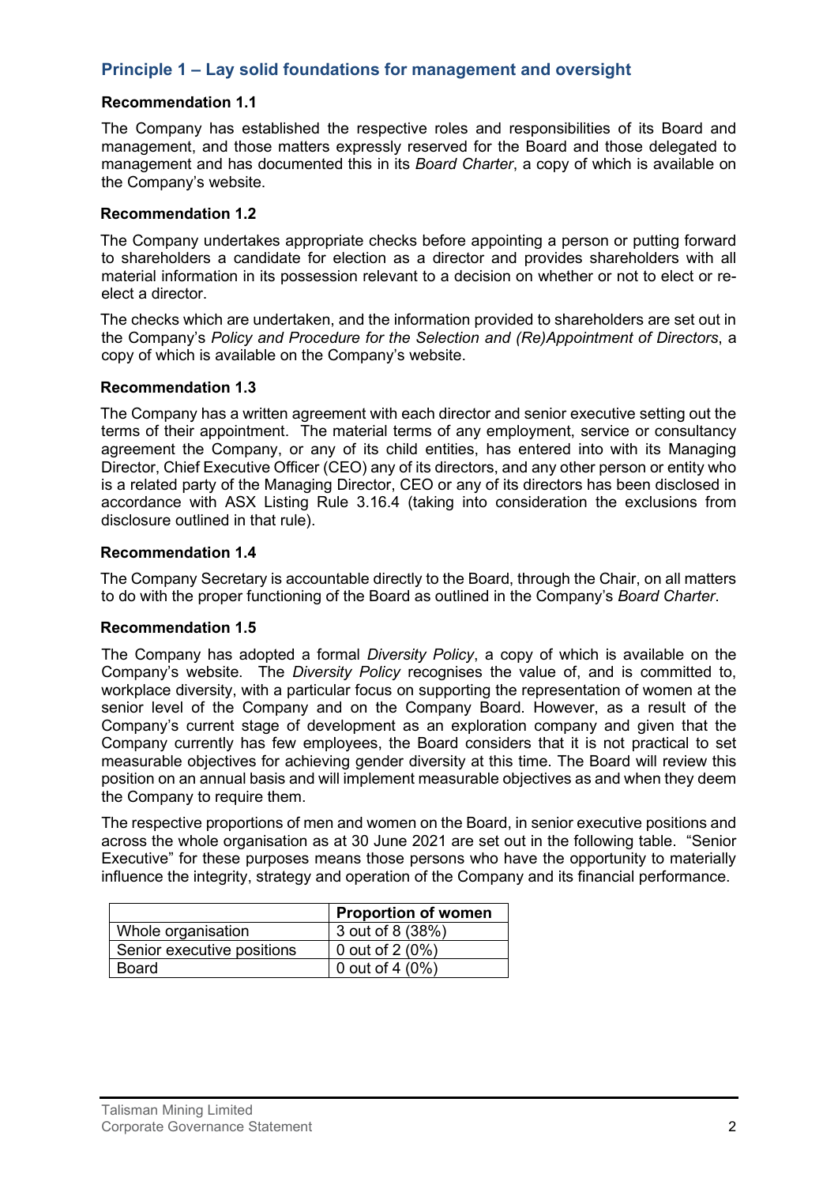## Principle 1 – Lay solid foundations for management and oversight

### Recommendation 1.1

The Company has established the respective roles and responsibilities of its Board and management, and those matters expressly reserved for the Board and those delegated to management and has documented this in its *Board Charter*, a copy of which is available on the Company's website.

### Recommendation 1.2

The Company undertakes appropriate checks before appointing a person or putting forward to shareholders a candidate for election as a director and provides shareholders with all material information in its possession relevant to a decision on whether or not to elect or re-elect a director.

The checks which are undertaken, and the information provided to shareholders are set out in the Company's *Policy and Procedure for the Selection and (Re)Appointment of Directors*, a copy of which is available on the Company's website.

### Recommendation 1.3

The Company has a written agreement with each director and senior executive setting out the terms of their appointment. The material terms of any employment, service or consultancy agreement the Company, or any of its child entities, has entered into with its Managing Director, Chief Executive Officer (CEO) any of its directors, and any other person or entity who is a related party of the Managing Director, CEO or any of its directors has been disclosed in accordance with ASX Listing Rule 3.16.4 (taking into consideration the exclusions from disclosure outlined in that rule).

### Recommendation 1.4

The Company Secretary is accountable directly to the Board, through the Chair, on all matters to do with the proper functioning of the Board as outlined in the Company's *Board Charter*.

### Recommendation 1.5

The Company has adopted a formal *Diversity Policy*, a copy of which is available on the Company's website. The *Diversity Policy* recognises the value of, and is committed to, workplace diversity, with a particular focus on supporting the representation of women at the senior level of the Company and on the Company Board. However, as a result of the Company's current stage of development as an exploration company and given that the Company currently has few employees, the Board considers that it is not practical to set measurable objectives for achieving gender diversity at this time. The Board will review this position on an annual basis and will implement measurable objectives as and when they deem the Company to require them.

The respective proportions of men and women on the Board, in senior executive positions and across the whole organisation as at 30 June 2021 are set out in the following table. "Senior Executive" for these purposes means those persons who have the opportunity to materially influence the integrity, strategy and operation of the Company and its financial performance.

| | **Proportion of women** |
|---|---|
| Whole organisation | 3 out of 8 (38%) |
| Senior executive positions | 0 out of 2 (0%) |
| Board | 0 out of 4 (0%) |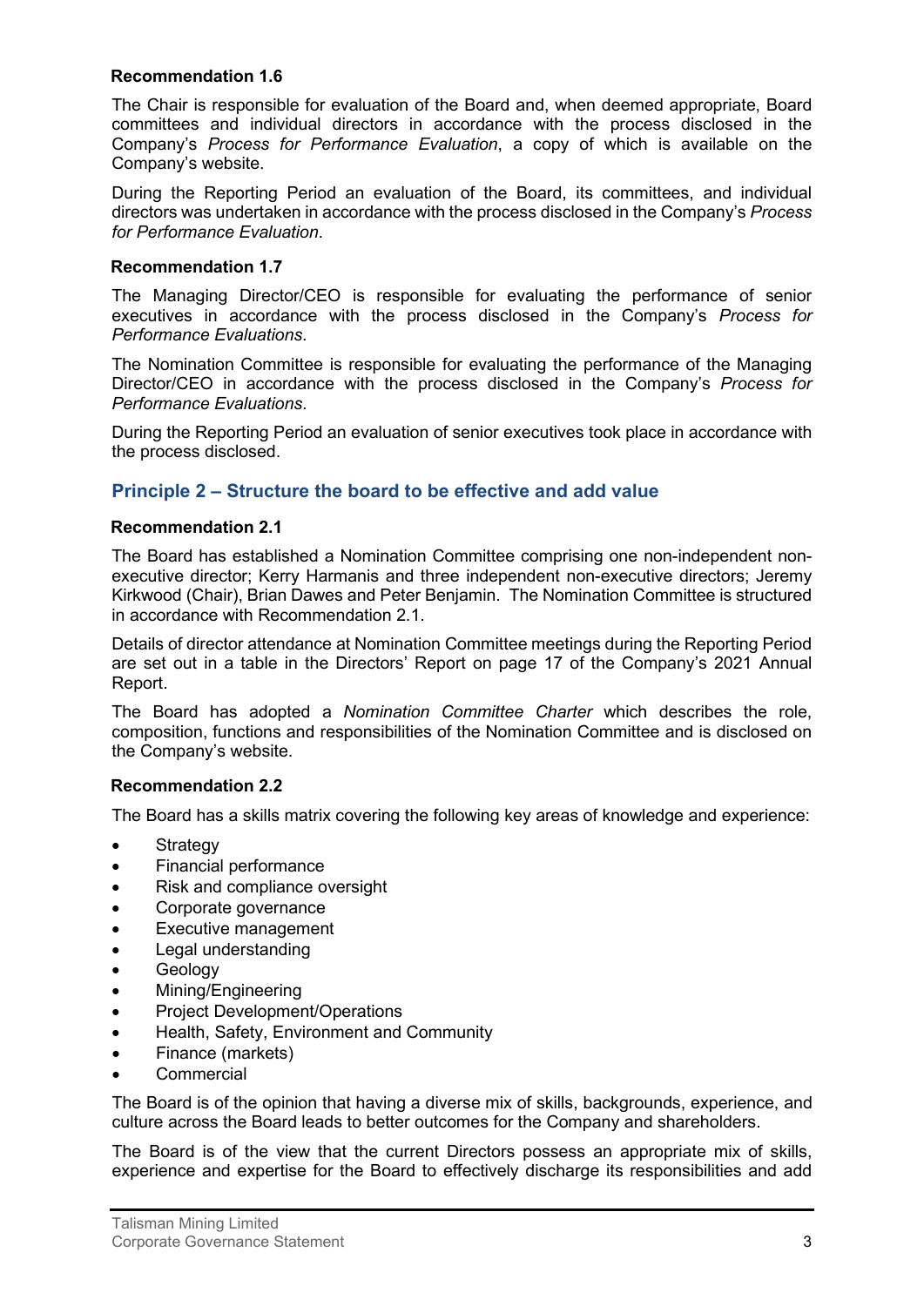**Recommendation 1.6**

The Chair is responsible for evaluation of the Board and, when deemed appropriate, Board committees and individual directors in accordance with the process disclosed in the Company's *Process for Performance Evaluation*, a copy of which is available on the Company's website.

During the Reporting Period an evaluation of the Board, its committees, and individual directors was undertaken in accordance with the process disclosed in the Company's *Process for Performance Evaluation*.

**Recommendation 1.7**

The Managing Director/CEO is responsible for evaluating the performance of senior executives in accordance with the process disclosed in the Company's *Process for Performance Evaluations*.

The Nomination Committee is responsible for evaluating the performance of the Managing Director/CEO in accordance with the process disclosed in the Company's *Process for Performance Evaluations*.

During the Reporting Period an evaluation of senior executives took place in accordance with the process disclosed.

## Principle 2 – Structure the board to be effective and add value

**Recommendation 2.1**

The Board has established a Nomination Committee comprising one non-independent non-executive director; Kerry Harmanis and three independent non-executive directors; Jeremy Kirkwood (Chair), Brian Dawes and Peter Benjamin. The Nomination Committee is structured in accordance with Recommendation 2.1.

Details of director attendance at Nomination Committee meetings during the Reporting Period are set out in a table in the Directors' Report on page 17 of the Company's 2021 Annual Report.

The Board has adopted a *Nomination Committee Charter* which describes the role, composition, functions and responsibilities of the Nomination Committee and is disclosed on the Company's website.

**Recommendation 2.2**

The Board has a skills matrix covering the following key areas of knowledge and experience:

- Strategy
- Financial performance
- Risk and compliance oversight
- Corporate governance
- Executive management
- Legal understanding
- Geology
- Mining/Engineering
- Project Development/Operations
- Health, Safety, Environment and Community
- Finance (markets)
- Commercial

The Board is of the opinion that having a diverse mix of skills, backgrounds, experience, and culture across the Board leads to better outcomes for the Company and shareholders.

The Board is of the view that the current Directors possess an appropriate mix of skills, experience and expertise for the Board to effectively discharge its responsibilities and add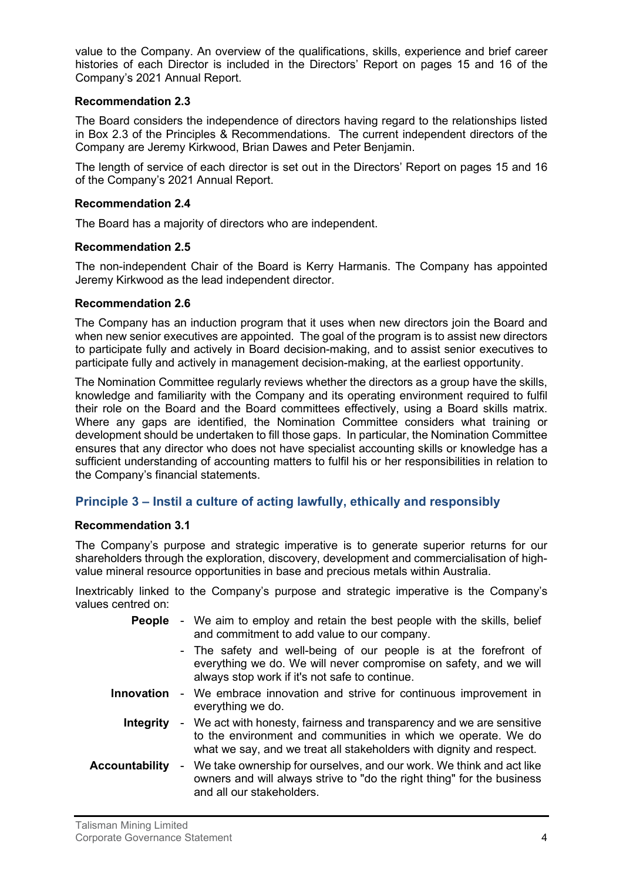value to the Company. An overview of the qualifications, skills, experience and brief career histories of each Director is included in the Directors' Report on pages 15 and 16 of the Company's 2021 Annual Report.

### Recommendation 2.3

The Board considers the independence of directors having regard to the relationships listed in Box 2.3 of the Principles & Recommendations. The current independent directors of the Company are Jeremy Kirkwood, Brian Dawes and Peter Benjamin.

The length of service of each director is set out in the Directors' Report on pages 15 and 16 of the Company's 2021 Annual Report.

### Recommendation 2.4

The Board has a majority of directors who are independent.

### Recommendation 2.5

The non-independent Chair of the Board is Kerry Harmanis. The Company has appointed Jeremy Kirkwood as the lead independent director.

### Recommendation 2.6

The Company has an induction program that it uses when new directors join the Board and when new senior executives are appointed. The goal of the program is to assist new directors to participate fully and actively in Board decision-making, and to assist senior executives to participate fully and actively in management decision-making, at the earliest opportunity.

The Nomination Committee regularly reviews whether the directors as a group have the skills, knowledge and familiarity with the Company and its operating environment required to fulfil their role on the Board and the Board committees effectively, using a Board skills matrix. Where any gaps are identified, the Nomination Committee considers what training or development should be undertaken to fill those gaps. In particular, the Nomination Committee ensures that any director who does not have specialist accounting skills or knowledge has a sufficient understanding of accounting matters to fulfil his or her responsibilities in relation to the Company's financial statements.

## Principle 3 – Instil a culture of acting lawfully, ethically and responsibly

### Recommendation 3.1

The Company's purpose and strategic imperative is to generate superior returns for our shareholders through the exploration, discovery, development and commercialisation of high-value mineral resource opportunities in base and precious metals within Australia.

Inextricably linked to the Company's purpose and strategic imperative is the Company's values centred on:

- **People**
  - We aim to employ and retain the best people with the skills, belief and commitment to add value to our company.
  - The safety and well-being of our people is at the forefront of everything we do. We will never compromise on safety, and we will always stop work if it's not safe to continue.
- **Innovation**
  - We embrace innovation and strive for continuous improvement in everything we do.
- **Integrity**
  - We act with honesty, fairness and transparency and we are sensitive to the environment and communities in which we operate. We do what we say, and we treat all stakeholders with dignity and respect.
- **Accountability**
  - We take ownership for ourselves, and our work. We think and act like owners and will always strive to "do the right thing" for the business and all our stakeholders.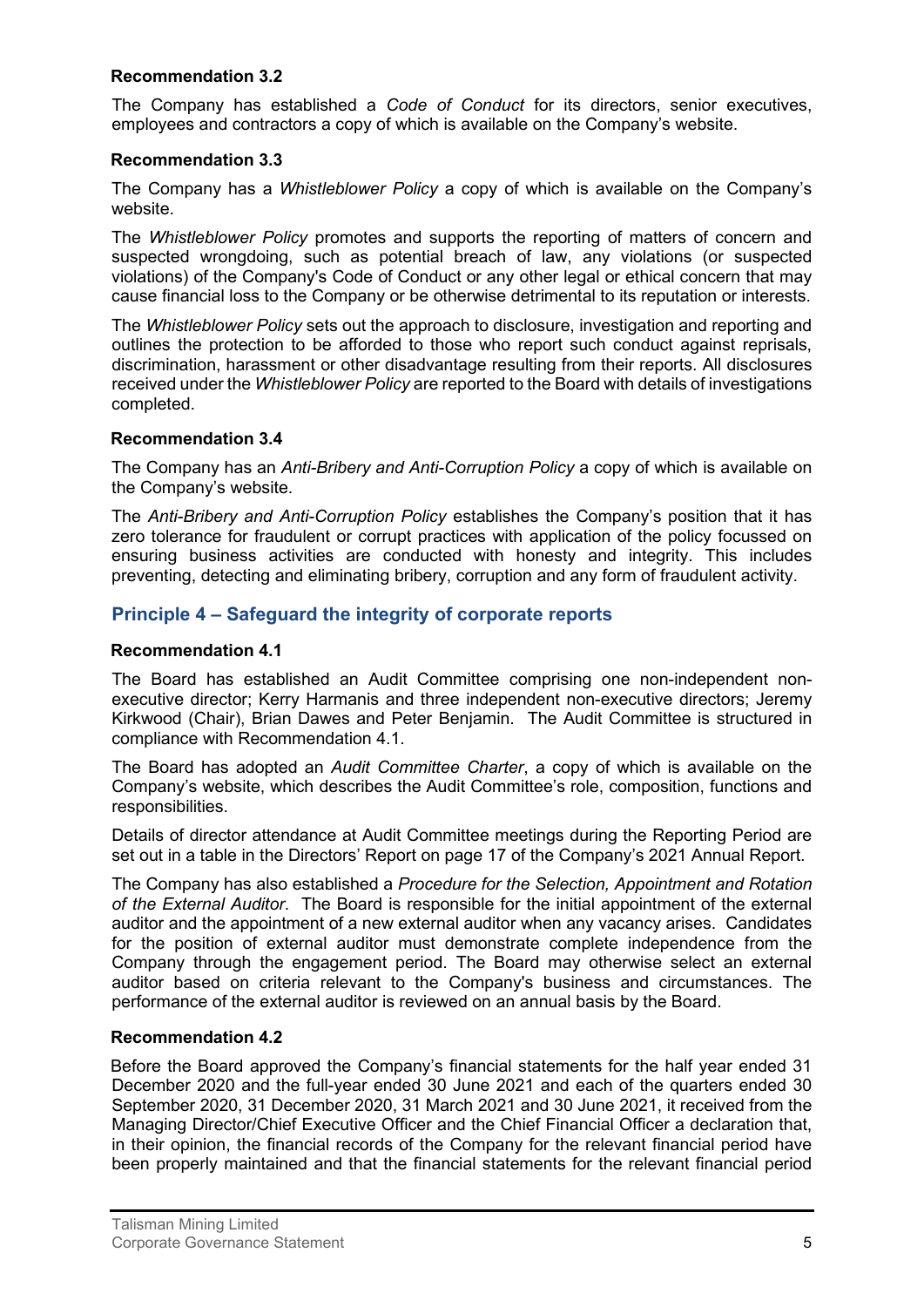**Recommendation 3.2**

The Company has established a *Code of Conduct* for its directors, senior executives, employees and contractors a copy of which is available on the Company's website.

**Recommendation 3.3**

The Company has a *Whistleblower Policy* a copy of which is available on the Company's website.

The *Whistleblower Policy* promotes and supports the reporting of matters of concern and suspected wrongdoing, such as potential breach of law, any violations (or suspected violations) of the Company's Code of Conduct or any other legal or ethical concern that may cause financial loss to the Company or be otherwise detrimental to its reputation or interests.

The *Whistleblower Policy* sets out the approach to disclosure, investigation and reporting and outlines the protection to be afforded to those who report such conduct against reprisals, discrimination, harassment or other disadvantage resulting from their reports. All disclosures received under the *Whistleblower Policy* are reported to the Board with details of investigations completed.

**Recommendation 3.4**

The Company has an *Anti-Bribery and Anti-Corruption Policy* a copy of which is available on the Company's website.

The *Anti-Bribery and Anti-Corruption Policy* establishes the Company's position that it has zero tolerance for fraudulent or corrupt practices with application of the policy focussed on ensuring business activities are conducted with honesty and integrity. This includes preventing, detecting and eliminating bribery, corruption and any form of fraudulent activity.

## Principle 4 – Safeguard the integrity of corporate reports

**Recommendation 4.1**

The Board has established an Audit Committee comprising one non-independent non-executive director; Kerry Harmanis and three independent non-executive directors; Jeremy Kirkwood (Chair), Brian Dawes and Peter Benjamin. The Audit Committee is structured in compliance with Recommendation 4.1.

The Board has adopted an *Audit Committee Charter*, a copy of which is available on the Company's website, which describes the Audit Committee's role, composition, functions and responsibilities.

Details of director attendance at Audit Committee meetings during the Reporting Period are set out in a table in the Directors' Report on page 17 of the Company's 2021 Annual Report.

The Company has also established a *Procedure for the Selection, Appointment and Rotation of the External Auditor*. The Board is responsible for the initial appointment of the external auditor and the appointment of a new external auditor when any vacancy arises. Candidates for the position of external auditor must demonstrate complete independence from the Company through the engagement period. The Board may otherwise select an external auditor based on criteria relevant to the Company's business and circumstances. The performance of the external auditor is reviewed on an annual basis by the Board.

**Recommendation 4.2**

Before the Board approved the Company's financial statements for the half year ended 31 December 2020 and the full-year ended 30 June 2021 and each of the quarters ended 30 September 2020, 31 December 2020, 31 March 2021 and 30 June 2021, it received from the Managing Director/Chief Executive Officer and the Chief Financial Officer a declaration that, in their opinion, the financial records of the Company for the relevant financial period have been properly maintained and that the financial statements for the relevant financial period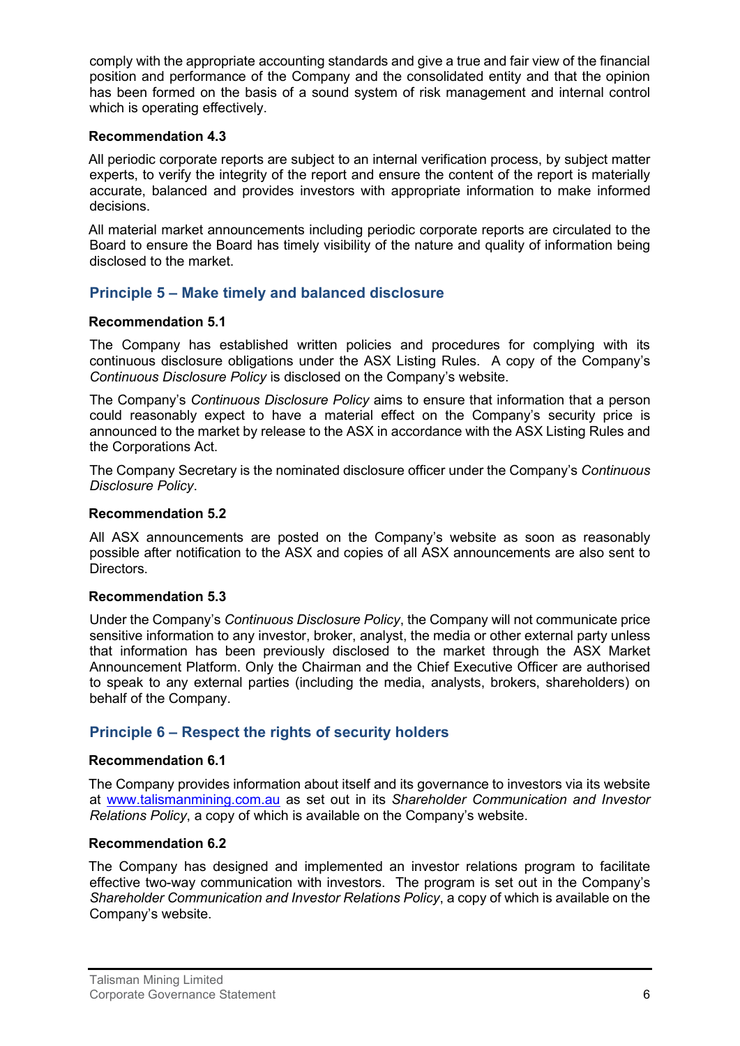comply with the appropriate accounting standards and give a true and fair view of the financial position and performance of the Company and the consolidated entity and that the opinion has been formed on the basis of a sound system of risk management and internal control which is operating effectively.

**Recommendation 4.3**

All periodic corporate reports are subject to an internal verification process, by subject matter experts, to verify the integrity of the report and ensure the content of the report is materially accurate, balanced and provides investors with appropriate information to make informed decisions.

All material market announcements including periodic corporate reports are circulated to the Board to ensure the Board has timely visibility of the nature and quality of information being disclosed to the market.

## Principle 5 – Make timely and balanced disclosure

**Recommendation 5.1**

The Company has established written policies and procedures for complying with its continuous disclosure obligations under the ASX Listing Rules. A copy of the Company's *Continuous Disclosure Policy* is disclosed on the Company's website.

The Company's *Continuous Disclosure Policy* aims to ensure that information that a person could reasonably expect to have a material effect on the Company's security price is announced to the market by release to the ASX in accordance with the ASX Listing Rules and the Corporations Act.

The Company Secretary is the nominated disclosure officer under the Company's *Continuous Disclosure Policy*.

**Recommendation 5.2**

All ASX announcements are posted on the Company's website as soon as reasonably possible after notification to the ASX and copies of all ASX announcements are also sent to Directors.

**Recommendation 5.3**

Under the Company's *Continuous Disclosure Policy*, the Company will not communicate price sensitive information to any investor, broker, analyst, the media or other external party unless that information has been previously disclosed to the market through the ASX Market Announcement Platform. Only the Chairman and the Chief Executive Officer are authorised to speak to any external parties (including the media, analysts, brokers, shareholders) on behalf of the Company.

## Principle 6 – Respect the rights of security holders

**Recommendation 6.1**

The Company provides information about itself and its governance to investors via its website at www.talismanmining.com.au as set out in its *Shareholder Communication and Investor Relations Policy*, a copy of which is available on the Company's website.

**Recommendation 6.2**

The Company has designed and implemented an investor relations program to facilitate effective two-way communication with investors. The program is set out in the Company's *Shareholder Communication and Investor Relations Policy*, a copy of which is available on the Company's website.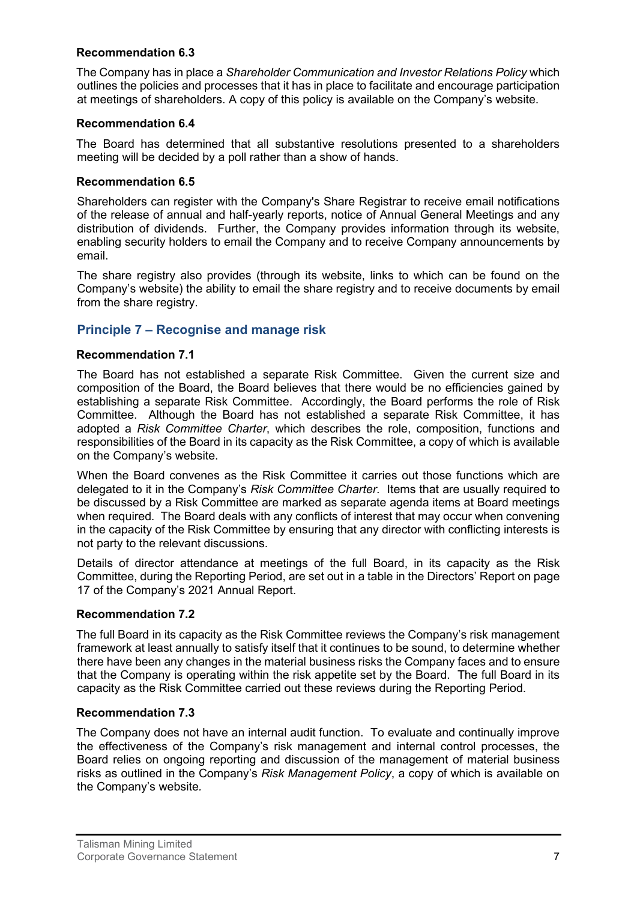**Recommendation 6.3**

The Company has in place a *Shareholder Communication and Investor Relations Policy* which outlines the policies and processes that it has in place to facilitate and encourage participation at meetings of shareholders. A copy of this policy is available on the Company's website.

**Recommendation 6.4**

The Board has determined that all substantive resolutions presented to a shareholders meeting will be decided by a poll rather than a show of hands.

**Recommendation 6.5**

Shareholders can register with the Company's Share Registrar to receive email notifications of the release of annual and half-yearly reports, notice of Annual General Meetings and any distribution of dividends. Further, the Company provides information through its website, enabling security holders to email the Company and to receive Company announcements by email.

The share registry also provides (through its website, links to which can be found on the Company's website) the ability to email the share registry and to receive documents by email from the share registry.

## Principle 7 – Recognise and manage risk

**Recommendation 7.1**

The Board has not established a separate Risk Committee. Given the current size and composition of the Board, the Board believes that there would be no efficiencies gained by establishing a separate Risk Committee. Accordingly, the Board performs the role of Risk Committee. Although the Board has not established a separate Risk Committee, it has adopted a *Risk Committee Charter*, which describes the role, composition, functions and responsibilities of the Board in its capacity as the Risk Committee, a copy of which is available on the Company's website.

When the Board convenes as the Risk Committee it carries out those functions which are delegated to it in the Company's *Risk Committee Charter*. Items that are usually required to be discussed by a Risk Committee are marked as separate agenda items at Board meetings when required. The Board deals with any conflicts of interest that may occur when convening in the capacity of the Risk Committee by ensuring that any director with conflicting interests is not party to the relevant discussions.

Details of director attendance at meetings of the full Board, in its capacity as the Risk Committee, during the Reporting Period, are set out in a table in the Directors' Report on page 17 of the Company's 2021 Annual Report.

**Recommendation 7.2**

The full Board in its capacity as the Risk Committee reviews the Company's risk management framework at least annually to satisfy itself that it continues to be sound, to determine whether there have been any changes in the material business risks the Company faces and to ensure that the Company is operating within the risk appetite set by the Board. The full Board in its capacity as the Risk Committee carried out these reviews during the Reporting Period.

**Recommendation 7.3**

The Company does not have an internal audit function. To evaluate and continually improve the effectiveness of the Company's risk management and internal control processes, the Board relies on ongoing reporting and discussion of the management of material business risks as outlined in the Company's *Risk Management Policy*, a copy of which is available on the Company's website.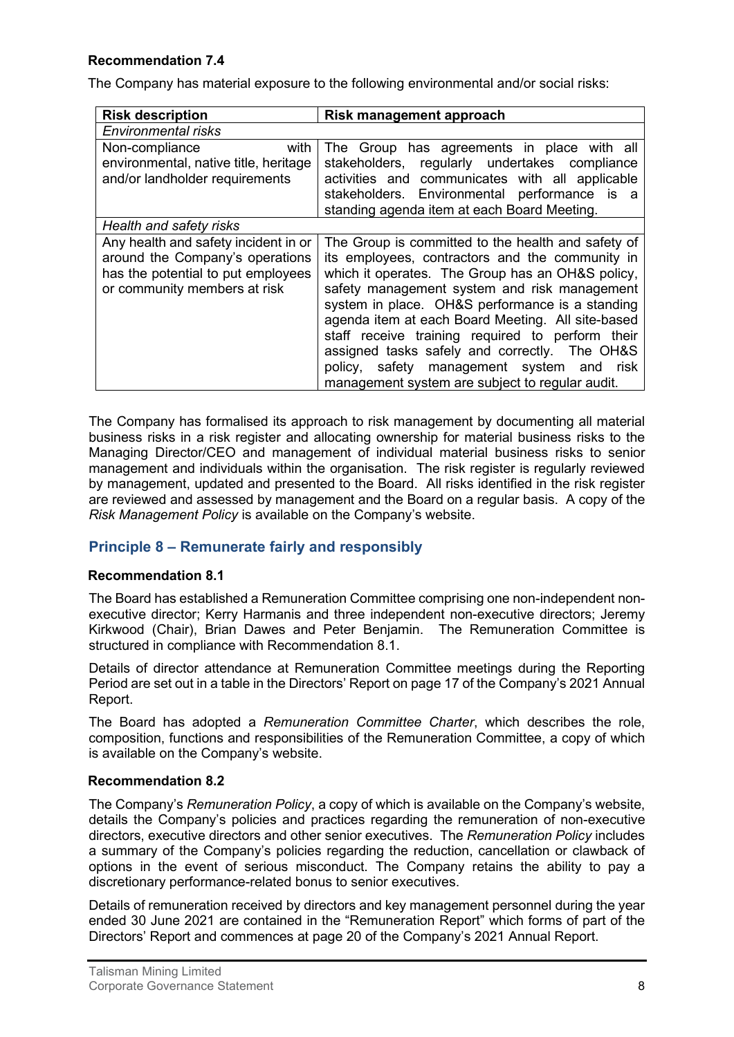**Recommendation 7.4**

The Company has material exposure to the following environmental and/or social risks:

| Risk description | Risk management approach |
| --- | --- |
| *Environmental risks* | |
| Non-compliance with environmental, native title, heritage and/or landholder requirements | The Group has agreements in place with all stakeholders, regularly undertakes compliance activities and communicates with all applicable stakeholders. Environmental performance is a standing agenda item at each Board Meeting. |
| *Health and safety risks* | |
| Any health and safety incident in or around the Company's operations has the potential to put employees or community members at risk | The Group is committed to the health and safety of its employees, contractors and the community in which it operates. The Group has an OH&S policy, safety management system and risk management system in place. OH&S performance is a standing agenda item at each Board Meeting. All site-based staff receive training required to perform their assigned tasks safely and correctly. The OH&S policy, safety management system and risk management system are subject to regular audit. |

The Company has formalised its approach to risk management by documenting all material business risks in a risk register and allocating ownership for material business risks to the Managing Director/CEO and management of individual material business risks to senior management and individuals within the organisation. The risk register is regularly reviewed by management, updated and presented to the Board. All risks identified in the risk register are reviewed and assessed by management and the Board on a regular basis. A copy of the *Risk Management Policy* is available on the Company's website.

## Principle 8 – Remunerate fairly and responsibly

**Recommendation 8.1**

The Board has established a Remuneration Committee comprising one non-independent non-executive director; Kerry Harmanis and three independent non-executive directors; Jeremy Kirkwood (Chair), Brian Dawes and Peter Benjamin. The Remuneration Committee is structured in compliance with Recommendation 8.1.

Details of director attendance at Remuneration Committee meetings during the Reporting Period are set out in a table in the Directors' Report on page 17 of the Company's 2021 Annual Report.

The Board has adopted a *Remuneration Committee Charter*, which describes the role, composition, functions and responsibilities of the Remuneration Committee, a copy of which is available on the Company's website.

**Recommendation 8.2**

The Company's *Remuneration Policy*, a copy of which is available on the Company's website, details the Company's policies and practices regarding the remuneration of non-executive directors, executive directors and other senior executives. The *Remuneration Policy* includes a summary of the Company's policies regarding the reduction, cancellation or clawback of options in the event of serious misconduct. The Company retains the ability to pay a discretionary performance-related bonus to senior executives.

Details of remuneration received by directors and key management personnel during the year ended 30 June 2021 are contained in the "Remuneration Report" which forms of part of the Directors' Report and commences at page 20 of the Company's 2021 Annual Report.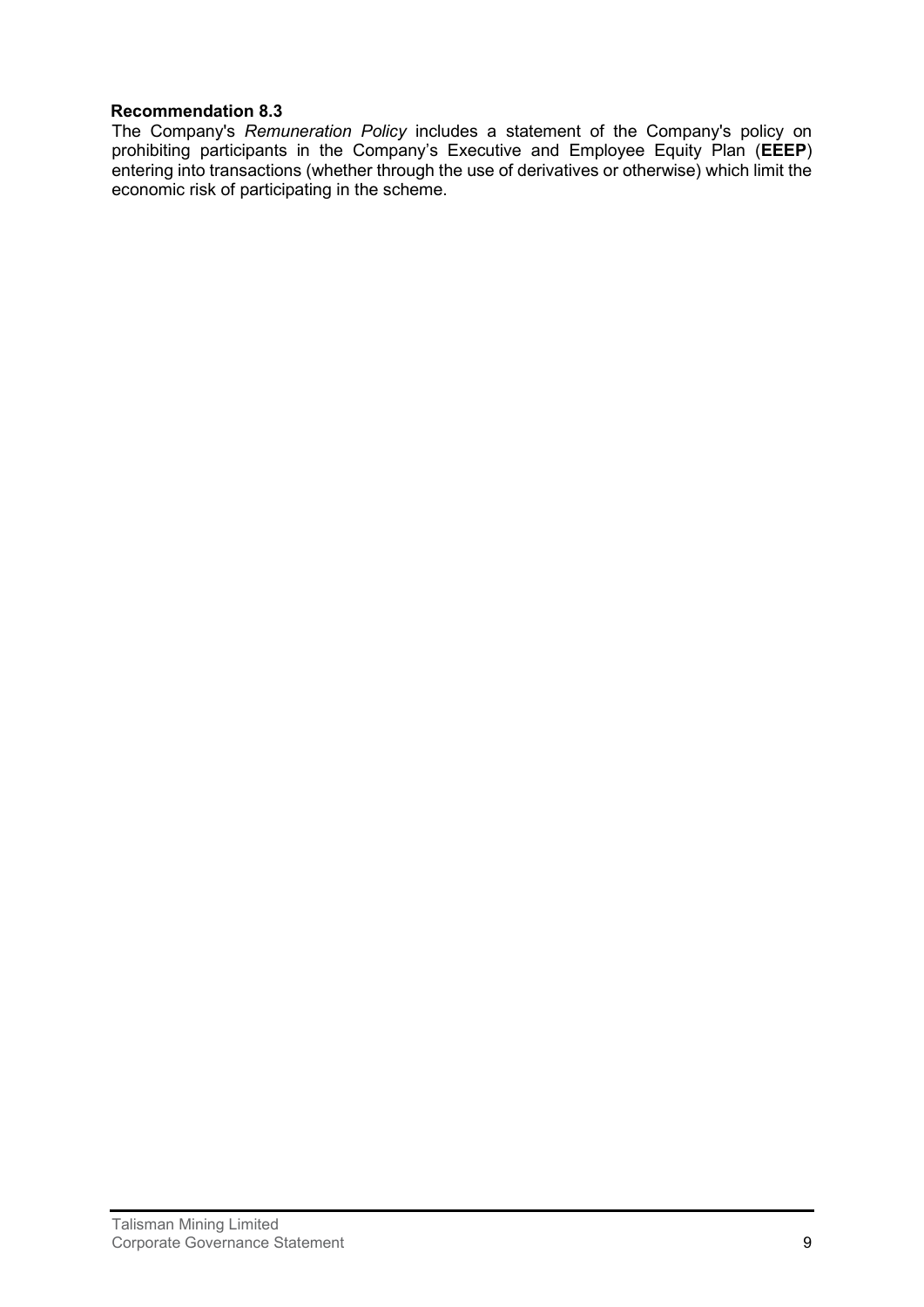**Recommendation 8.3**

The Company's *Remuneration Policy* includes a statement of the Company's policy on prohibiting participants in the Company's Executive and Employee Equity Plan (**EEEP**) entering into transactions (whether through the use of derivatives or otherwise) which limit the economic risk of participating in the scheme.